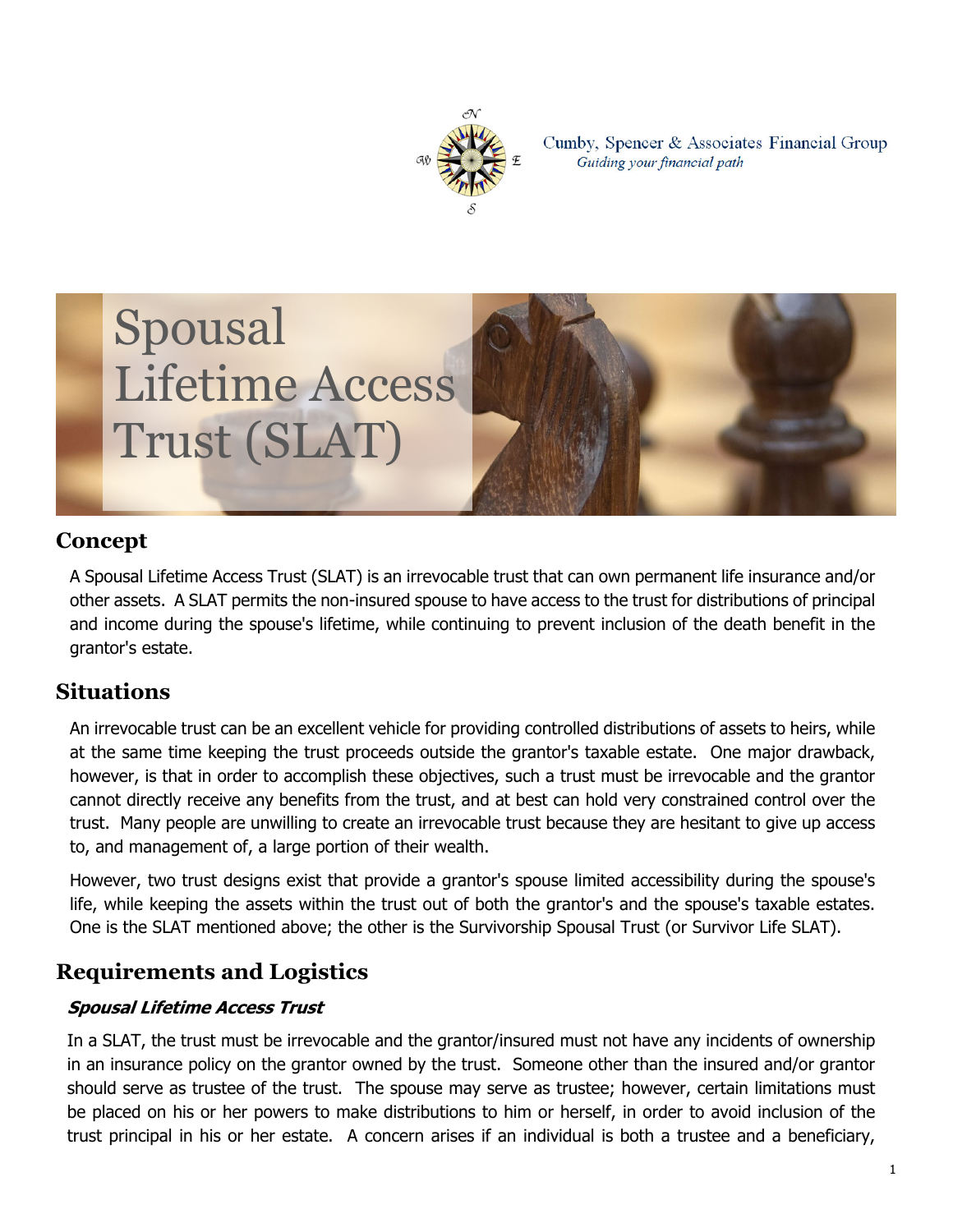Cumby, Spencer & Associates Financial Group
*Guiding your financial path*

# Spousal Lifetime Access Trust (SLAT)

## Concept

A Spousal Lifetime Access Trust (SLAT) is an irrevocable trust that can own permanent life insurance and/or other assets. A SLAT permits the non-insured spouse to have access to the trust for distributions of principal and income during the spouse's lifetime, while continuing to prevent inclusion of the death benefit in the grantor's estate.

## Situations

An irrevocable trust can be an excellent vehicle for providing controlled distributions of assets to heirs, while at the same time keeping the trust proceeds outside the grantor's taxable estate. One major drawback, however, is that in order to accomplish these objectives, such a trust must be irrevocable and the grantor cannot directly receive any benefits from the trust, and at best can hold very constrained control over the trust. Many people are unwilling to create an irrevocable trust because they are hesitant to give up access to, and management of, a large portion of their wealth.

However, two trust designs exist that provide a grantor's spouse limited accessibility during the spouse's life, while keeping the assets within the trust out of both the grantor's and the spouse's taxable estates. One is the SLAT mentioned above; the other is the Survivorship Spousal Trust (or Survivor Life SLAT).

## Requirements and Logistics

### *Spousal Lifetime Access Trust*

In a SLAT, the trust must be irrevocable and the grantor/insured must not have any incidents of ownership in an insurance policy on the grantor owned by the trust. Someone other than the insured and/or grantor should serve as trustee of the trust. The spouse may serve as trustee; however, certain limitations must be placed on his or her powers to make distributions to him or herself, in order to avoid inclusion of the trust principal in his or her estate. A concern arises if an individual is both a trustee and a beneficiary,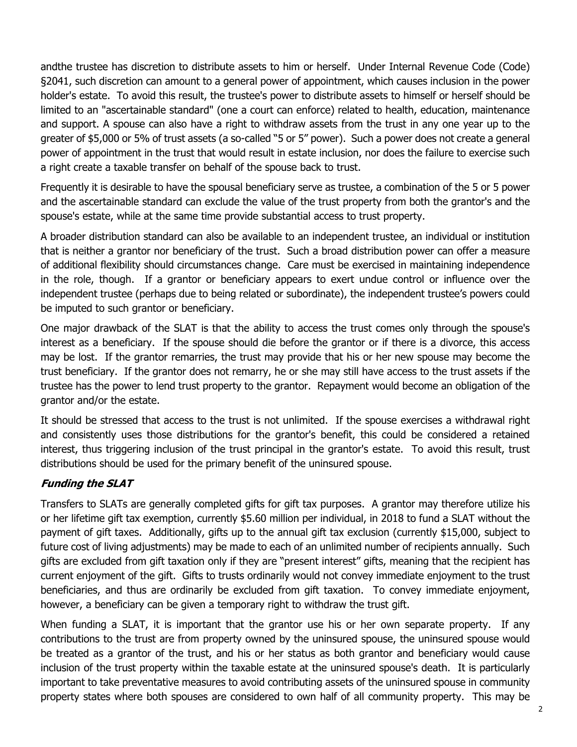andthe trustee has discretion to distribute assets to him or herself. Under Internal Revenue Code (Code) §2041, such discretion can amount to a general power of appointment, which causes inclusion in the power holder's estate. To avoid this result, the trustee's power to distribute assets to himself or herself should be limited to an "ascertainable standard" (one a court can enforce) related to health, education, maintenance and support. A spouse can also have a right to withdraw assets from the trust in any one year up to the greater of $5,000 or 5% of trust assets (a so-called "5 or 5" power). Such a power does not create a general power of appointment in the trust that would result in estate inclusion, nor does the failure to exercise such a right create a taxable transfer on behalf of the spouse back to trust.

Frequently it is desirable to have the spousal beneficiary serve as trustee, a combination of the 5 or 5 power and the ascertainable standard can exclude the value of the trust property from both the grantor's and the spouse's estate, while at the same time provide substantial access to trust property.

A broader distribution standard can also be available to an independent trustee, an individual or institution that is neither a grantor nor beneficiary of the trust. Such a broad distribution power can offer a measure of additional flexibility should circumstances change. Care must be exercised in maintaining independence in the role, though. If a grantor or beneficiary appears to exert undue control or influence over the independent trustee (perhaps due to being related or subordinate), the independent trustee's powers could be imputed to such grantor or beneficiary.

One major drawback of the SLAT is that the ability to access the trust comes only through the spouse's interest as a beneficiary. If the spouse should die before the grantor or if there is a divorce, this access may be lost. If the grantor remarries, the trust may provide that his or her new spouse may become the trust beneficiary. If the grantor does not remarry, he or she may still have access to the trust assets if the trustee has the power to lend trust property to the grantor. Repayment would become an obligation of the grantor and/or the estate.

It should be stressed that access to the trust is not unlimited. If the spouse exercises a withdrawal right and consistently uses those distributions for the grantor's benefit, this could be considered a retained interest, thus triggering inclusion of the trust principal in the grantor's estate. To avoid this result, trust distributions should be used for the primary benefit of the uninsured spouse.

### *Funding the SLAT*

Transfers to SLATs are generally completed gifts for gift tax purposes. A grantor may therefore utilize his or her lifetime gift tax exemption, currently $5.60 million per individual, in 2018 to fund a SLAT without the payment of gift taxes. Additionally, gifts up to the annual gift tax exclusion (currently $15,000, subject to future cost of living adjustments) may be made to each of an unlimited number of recipients annually. Such gifts are excluded from gift taxation only if they are "present interest" gifts, meaning that the recipient has current enjoyment of the gift. Gifts to trusts ordinarily would not convey immediate enjoyment to the trust beneficiaries, and thus are ordinarily be excluded from gift taxation. To convey immediate enjoyment, however, a beneficiary can be given a temporary right to withdraw the trust gift.

When funding a SLAT, it is important that the grantor use his or her own separate property. If any contributions to the trust are from property owned by the uninsured spouse, the uninsured spouse would be treated as a grantor of the trust, and his or her status as both grantor and beneficiary would cause inclusion of the trust property within the taxable estate at the uninsured spouse's death. It is particularly important to take preventative measures to avoid contributing assets of the uninsured spouse in community property states where both spouses are considered to own half of all community property. This may be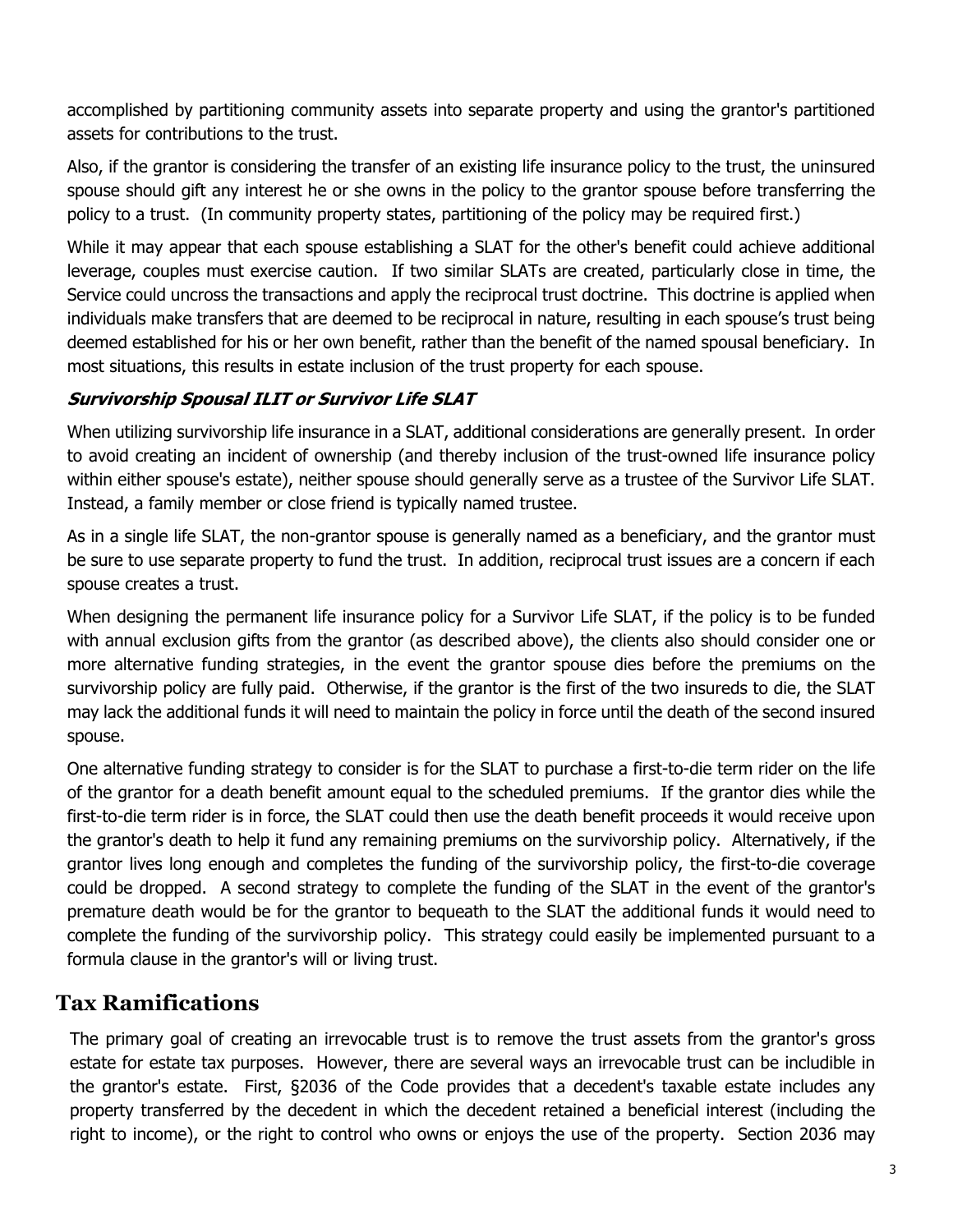accomplished by partitioning community assets into separate property and using the grantor's partitioned assets for contributions to the trust.

Also, if the grantor is considering the transfer of an existing life insurance policy to the trust, the uninsured spouse should gift any interest he or she owns in the policy to the grantor spouse before transferring the policy to a trust. (In community property states, partitioning of the policy may be required first.)

While it may appear that each spouse establishing a SLAT for the other's benefit could achieve additional leverage, couples must exercise caution. If two similar SLATs are created, particularly close in time, the Service could uncross the transactions and apply the reciprocal trust doctrine. This doctrine is applied when individuals make transfers that are deemed to be reciprocal in nature, resulting in each spouse's trust being deemed established for his or her own benefit, rather than the benefit of the named spousal beneficiary. In most situations, this results in estate inclusion of the trust property for each spouse.

#### ***Survivorship Spousal ILIT or Survivor Life SLAT***

When utilizing survivorship life insurance in a SLAT, additional considerations are generally present. In order to avoid creating an incident of ownership (and thereby inclusion of the trust-owned life insurance policy within either spouse's estate), neither spouse should generally serve as a trustee of the Survivor Life SLAT. Instead, a family member or close friend is typically named trustee.

As in a single life SLAT, the non-grantor spouse is generally named as a beneficiary, and the grantor must be sure to use separate property to fund the trust. In addition, reciprocal trust issues are a concern if each spouse creates a trust.

When designing the permanent life insurance policy for a Survivor Life SLAT, if the policy is to be funded with annual exclusion gifts from the grantor (as described above), the clients also should consider one or more alternative funding strategies, in the event the grantor spouse dies before the premiums on the survivorship policy are fully paid. Otherwise, if the grantor is the first of the two insureds to die, the SLAT may lack the additional funds it will need to maintain the policy in force until the death of the second insured spouse.

One alternative funding strategy to consider is for the SLAT to purchase a first-to-die term rider on the life of the grantor for a death benefit amount equal to the scheduled premiums. If the grantor dies while the first-to-die term rider is in force, the SLAT could then use the death benefit proceeds it would receive upon the grantor's death to help it fund any remaining premiums on the survivorship policy. Alternatively, if the grantor lives long enough and completes the funding of the survivorship policy, the first-to-die coverage could be dropped. A second strategy to complete the funding of the SLAT in the event of the grantor's premature death would be for the grantor to bequeath to the SLAT the additional funds it would need to complete the funding of the survivorship policy. This strategy could easily be implemented pursuant to a formula clause in the grantor's will or living trust.

## Tax Ramifications

The primary goal of creating an irrevocable trust is to remove the trust assets from the grantor's gross estate for estate tax purposes. However, there are several ways an irrevocable trust can be includible in the grantor's estate. First, §2036 of the Code provides that a decedent's taxable estate includes any property transferred by the decedent in which the decedent retained a beneficial interest (including the right to income), or the right to control who owns or enjoys the use of the property. Section 2036 may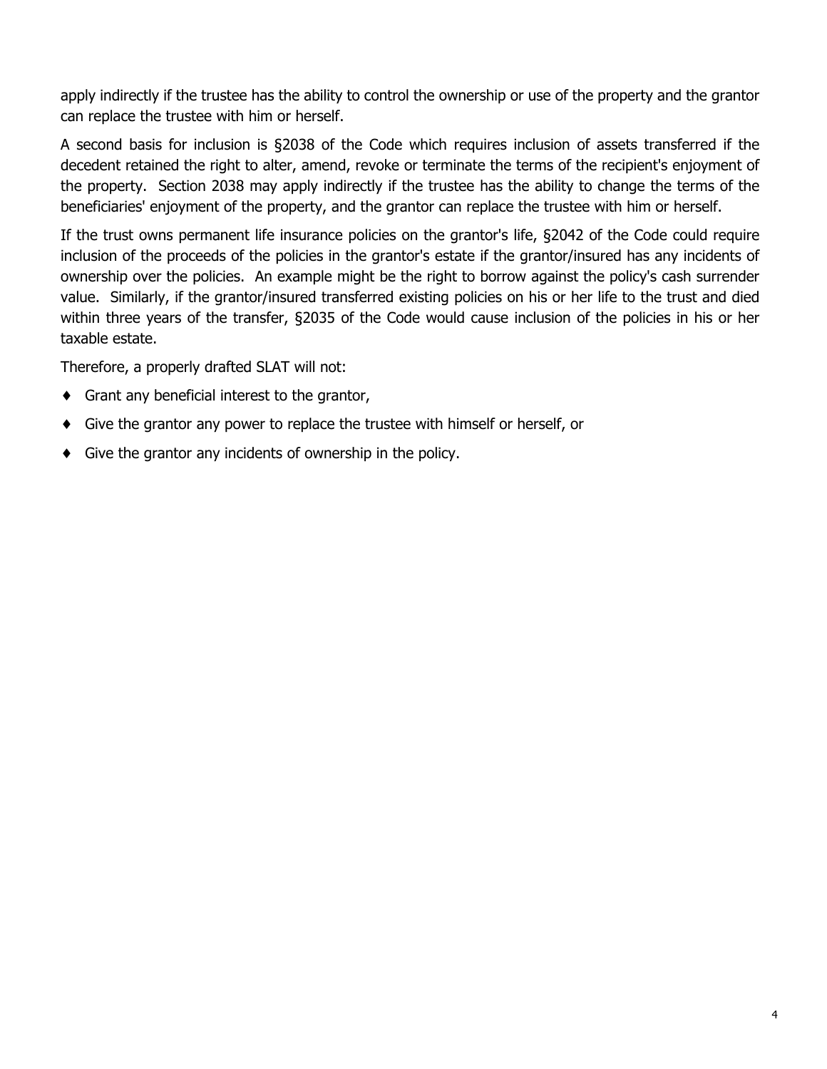apply indirectly if the trustee has the ability to control the ownership or use of the property and the grantor can replace the trustee with him or herself.

A second basis for inclusion is §2038 of the Code which requires inclusion of assets transferred if the decedent retained the right to alter, amend, revoke or terminate the terms of the recipient's enjoyment of the property. Section 2038 may apply indirectly if the trustee has the ability to change the terms of the beneficiaries' enjoyment of the property, and the grantor can replace the trustee with him or herself.

If the trust owns permanent life insurance policies on the grantor's life, §2042 of the Code could require inclusion of the proceeds of the policies in the grantor's estate if the grantor/insured has any incidents of ownership over the policies. An example might be the right to borrow against the policy's cash surrender value. Similarly, if the grantor/insured transferred existing policies on his or her life to the trust and died within three years of the transfer, §2035 of the Code would cause inclusion of the policies in his or her taxable estate.

Therefore, a properly drafted SLAT will not:

- Grant any beneficial interest to the grantor,
- Give the grantor any power to replace the trustee with himself or herself, or
- Give the grantor any incidents of ownership in the policy.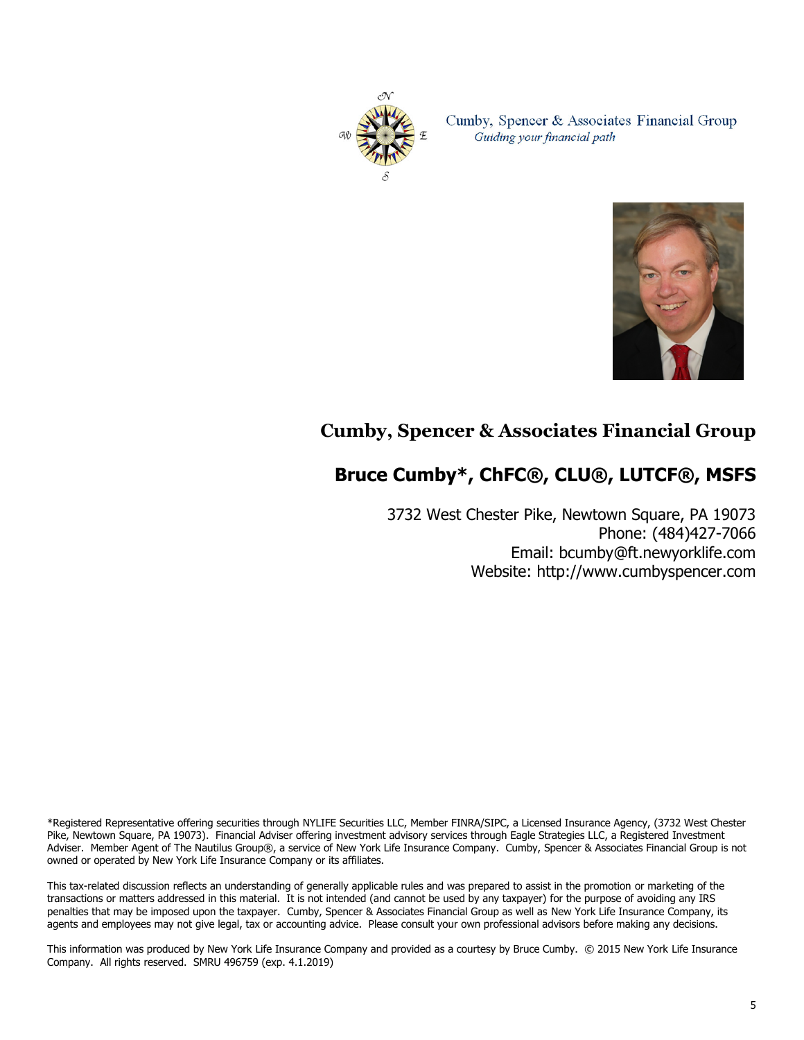Cumby, Spencer & Associates Financial Group
*Guiding your financial path*

## Cumby, Spencer & Associates Financial Group

## Bruce Cumby*, ChFC®, CLU®, LUTCF®, MSFS

3732 West Chester Pike, Newtown Square, PA 19073
Phone: (484)427-7066
Email: bcumby@ft.newyorklife.com
Website: http://www.cumbyspencer.com

*Registered Representative offering securities through NYLIFE Securities LLC, Member FINRA/SIPC, a Licensed Insurance Agency, (3732 West Chester Pike, Newtown Square, PA 19073). Financial Adviser offering investment advisory services through Eagle Strategies LLC, a Registered Investment Adviser. Member Agent of The Nautilus Group®, a service of New York Life Insurance Company. Cumby, Spencer & Associates Financial Group is not owned or operated by New York Life Insurance Company or its affiliates.

This tax-related discussion reflects an understanding of generally applicable rules and was prepared to assist in the promotion or marketing of the transactions or matters addressed in this material. It is not intended (and cannot be used by any taxpayer) for the purpose of avoiding any IRS penalties that may be imposed upon the taxpayer. Cumby, Spencer & Associates Financial Group as well as New York Life Insurance Company, its agents and employees may not give legal, tax or accounting advice. Please consult your own professional advisors before making any decisions.

This information was produced by New York Life Insurance Company and provided as a courtesy by Bruce Cumby. © 2015 New York Life Insurance Company. All rights reserved. SMRU 496759 (exp. 4.1.2019)